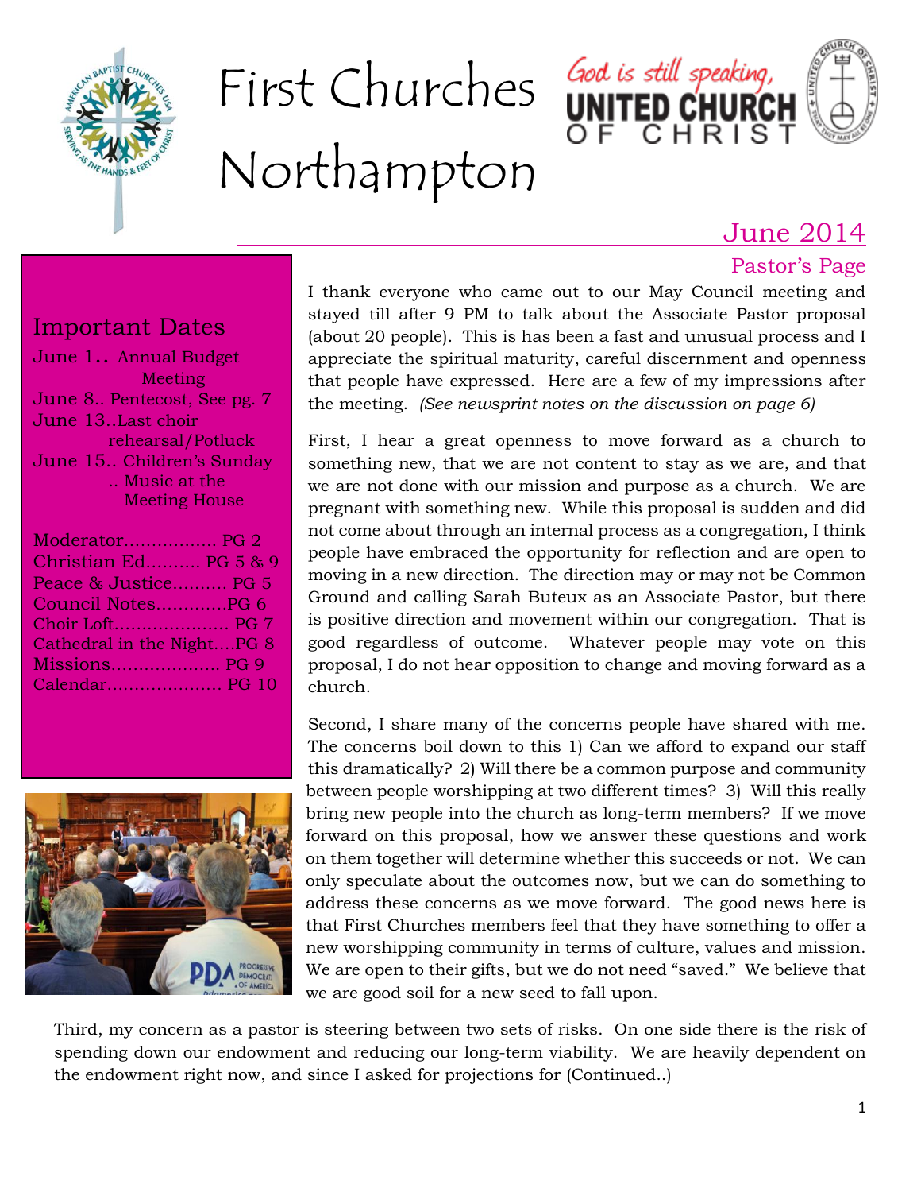# First Churches Northampton

God is still speaking, UNITED CHURCH OF CHRIST

## June 2014

### Important Dates

June 1.. Annual Budget Meeting
June 8.. Pentecost, See pg. 7
June 13..Last choir rehearsal/Potluck
June 15.. Children's Sunday .. Music at the Meeting House

Moderator................. PG 2
Christian Ed.......... PG 5 & 9
Peace & Justice.......... PG 5
Council Notes.............PG 6
Choir Loft..................... PG 7
Cathedral in the Night....PG 8
Missions..................... PG 9
Calendar...................... PG 10

### Pastor's Page

I thank everyone who came out to our May Council meeting and stayed till after 9 PM to talk about the Associate Pastor proposal (about 20 people). This is has been a fast and unusual process and I appreciate the spiritual maturity, careful discernment and openness that people have expressed. Here are a few of my impressions after the meeting. *(See newsprint notes on the discussion on page 6)*

First, I hear a great openness to move forward as a church to something new, that we are not content to stay as we are, and that we are not done with our mission and purpose as a church. We are pregnant with something new. While this proposal is sudden and did not come about through an internal process as a congregation, I think people have embraced the opportunity for reflection and are open to moving in a new direction. The direction may or may not be Common Ground and calling Sarah Buteux as an Associate Pastor, but there is positive direction and movement within our congregation. That is good regardless of outcome. Whatever people may vote on this proposal, I do not hear opposition to change and moving forward as a church.

Second, I share many of the concerns people have shared with me. The concerns boil down to this 1) Can we afford to expand our staff this dramatically? 2) Will there be a common purpose and community between people worshipping at two different times? 3) Will this really bring new people into the church as long-term members? If we move forward on this proposal, how we answer these questions and work on them together will determine whether this succeeds or not. We can only speculate about the outcomes now, but we can do something to address these concerns as we move forward. The good news here is that First Churches members feel that they have something to offer a new worshipping community in terms of culture, values and mission. We are open to their gifts, but we do not need "saved." We believe that we are good soil for a new seed to fall upon.

Third, my concern as a pastor is steering between two sets of risks. On one side there is the risk of spending down our endowment and reducing our long-term viability. We are heavily dependent on the endowment right now, and since I asked for projections for (Continued..)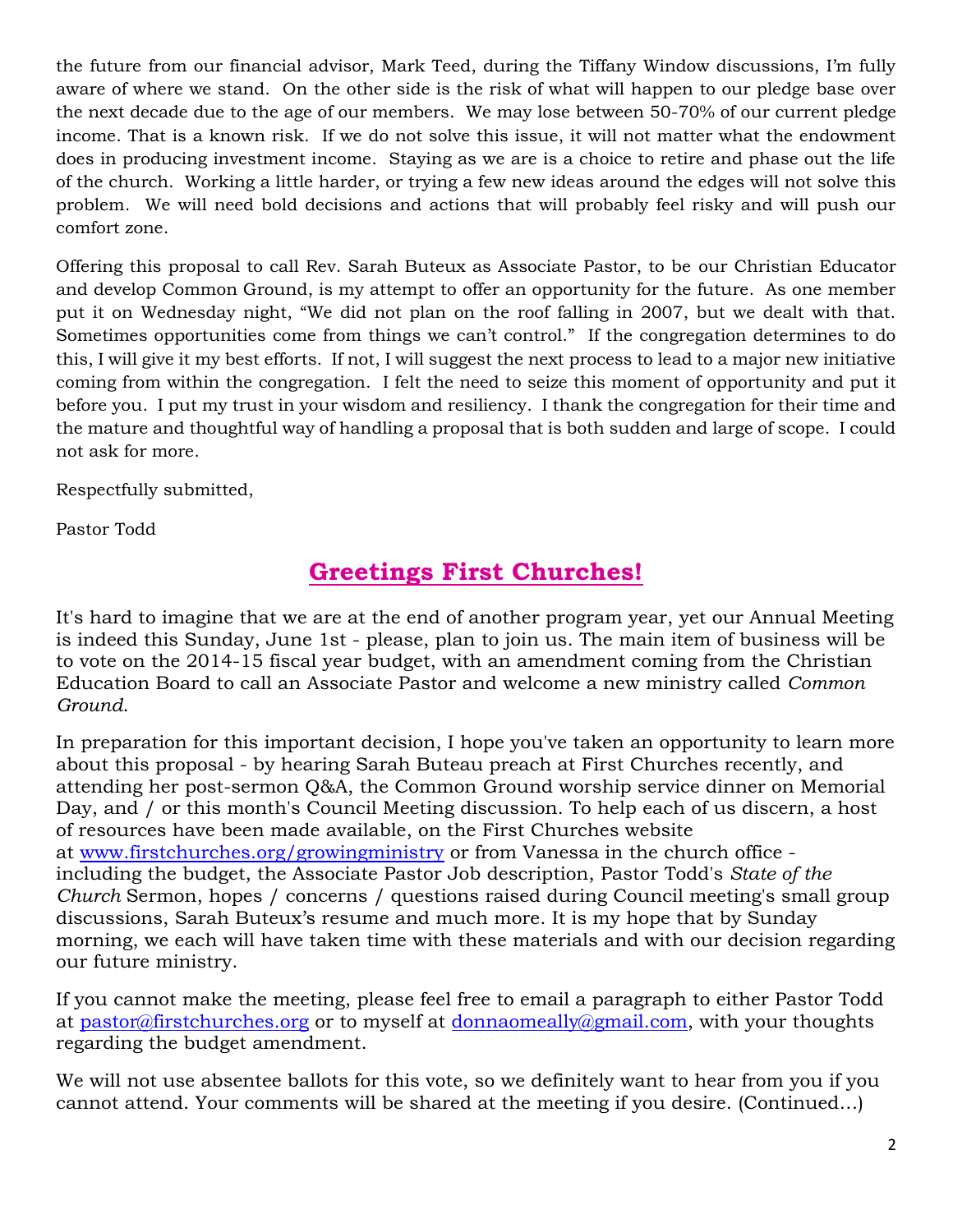the future from our financial advisor, Mark Teed, during the Tiffany Window discussions, I'm fully aware of where we stand. On the other side is the risk of what will happen to our pledge base over the next decade due to the age of our members. We may lose between 50-70% of our current pledge income. That is a known risk. If we do not solve this issue, it will not matter what the endowment does in producing investment income. Staying as we are is a choice to retire and phase out the life of the church. Working a little harder, or trying a few new ideas around the edges will not solve this problem. We will need bold decisions and actions that will probably feel risky and will push our comfort zone.

Offering this proposal to call Rev. Sarah Buteux as Associate Pastor, to be our Christian Educator and develop Common Ground, is my attempt to offer an opportunity for the future. As one member put it on Wednesday night, "We did not plan on the roof falling in 2007, but we dealt with that. Sometimes opportunities come from things we can't control." If the congregation determines to do this, I will give it my best efforts. If not, I will suggest the next process to lead to a major new initiative coming from within the congregation. I felt the need to seize this moment of opportunity and put it before you. I put my trust in your wisdom and resiliency. I thank the congregation for their time and the mature and thoughtful way of handling a proposal that is both sudden and large of scope. I could not ask for more.

Respectfully submitted,

Pastor Todd

## Greetings First Churches!

It's hard to imagine that we are at the end of another program year, yet our Annual Meeting is indeed this Sunday, June 1st - please, plan to join us. The main item of business will be to vote on the 2014-15 fiscal year budget, with an amendment coming from the Christian Education Board to call an Associate Pastor and welcome a new ministry called *Common Ground*.

In preparation for this important decision, I hope you've taken an opportunity to learn more about this proposal - by hearing Sarah Buteau preach at First Churches recently, and attending her post-sermon Q&A, the Common Ground worship service dinner on Memorial Day, and / or this month's Council Meeting discussion. To help each of us discern, a host of resources have been made available, on the First Churches website at www.firstchurches.org/growingministry or from Vanessa in the church office - including the budget, the Associate Pastor Job description, Pastor Todd's *State of the Church* Sermon, hopes / concerns / questions raised during Council meeting's small group discussions, Sarah Buteux's resume and much more. It is my hope that by Sunday morning, we each will have taken time with these materials and with our decision regarding our future ministry.

If you cannot make the meeting, please feel free to email a paragraph to either Pastor Todd at pastor@firstchurches.org or to myself at donnaomeally@gmail.com, with your thoughts regarding the budget amendment.

We will not use absentee ballots for this vote, so we definitely want to hear from you if you cannot attend. Your comments will be shared at the meeting if you desire. (Continued…)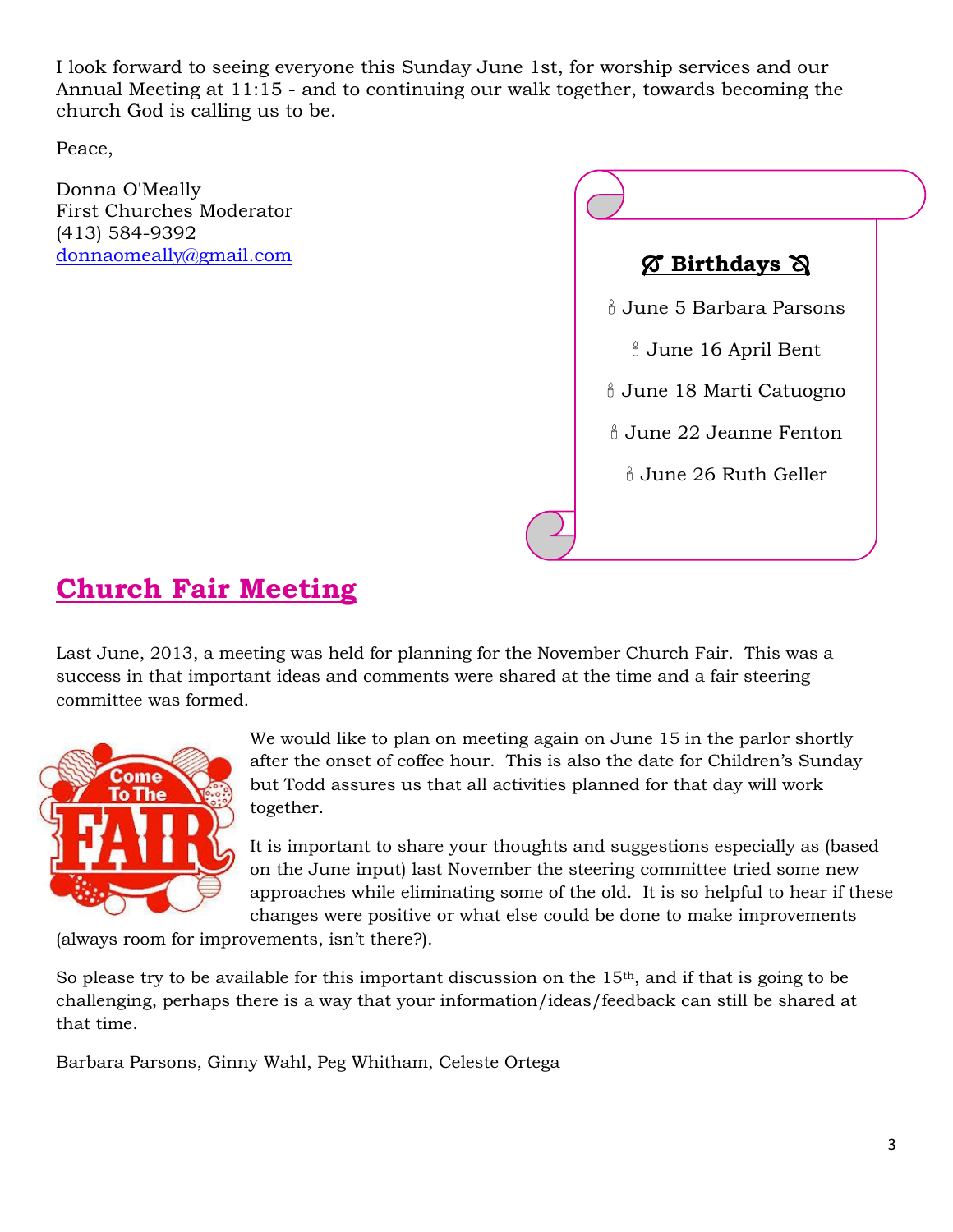I look forward to seeing everyone this Sunday June 1st, for worship services and our Annual Meeting at 11:15 - and to continuing our walk together, towards becoming the church God is calling us to be.

Peace,

Donna O'Meally
First Churches Moderator
(413) 584-9392
donnaomeally@gmail.com

**Birthdays**

June 5 Barbara Parsons

June 16 April Bent

June 18 Marti Catuogno

June 22 Jeanne Fenton

June 26 Ruth Geller

## Church Fair Meeting

Last June, 2013, a meeting was held for planning for the November Church Fair. This was a success in that important ideas and comments were shared at the time and a fair steering committee was formed.

We would like to plan on meeting again on June 15 in the parlor shortly after the onset of coffee hour. This is also the date for Children's Sunday but Todd assures us that all activities planned for that day will work together.

It is important to share your thoughts and suggestions especially as (based on the June input) last November the steering committee tried some new approaches while eliminating some of the old. It is so helpful to hear if these changes were positive or what else could be done to make improvements (always room for improvements, isn't there?).

So please try to be available for this important discussion on the 15th, and if that is going to be challenging, perhaps there is a way that your information/ideas/feedback can still be shared at that time.

Barbara Parsons, Ginny Wahl, Peg Whitham, Celeste Ortega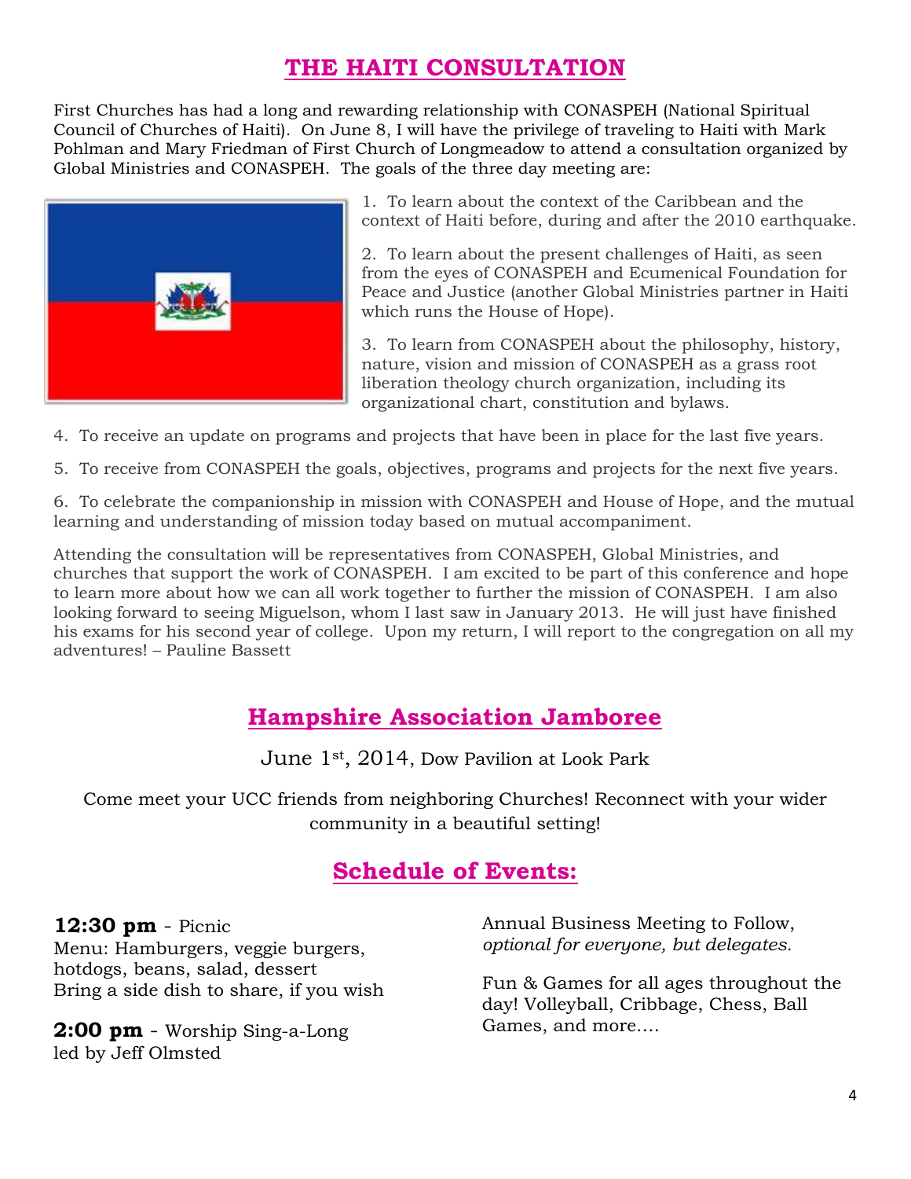# THE HAITI CONSULTATION

First Churches has had a long and rewarding relationship with CONASPEH (National Spiritual Council of Churches of Haiti). On June 8, I will have the privilege of traveling to Haiti with Mark Pohlman and Mary Friedman of First Church of Longmeadow to attend a consultation organized by Global Ministries and CONASPEH. The goals of the three day meeting are:

1. To learn about the context of the Caribbean and the context of Haiti before, during and after the 2010 earthquake.

2. To learn about the present challenges of Haiti, as seen from the eyes of CONASPEH and Ecumenical Foundation for Peace and Justice (another Global Ministries partner in Haiti which runs the House of Hope).

3. To learn from CONASPEH about the philosophy, history, nature, vision and mission of CONASPEH as a grass root liberation theology church organization, including its organizational chart, constitution and bylaws.

4. To receive an update on programs and projects that have been in place for the last five years.

5. To receive from CONASPEH the goals, objectives, programs and projects for the next five years.

6. To celebrate the companionship in mission with CONASPEH and House of Hope, and the mutual learning and understanding of mission today based on mutual accompaniment.

Attending the consultation will be representatives from CONASPEH, Global Ministries, and churches that support the work of CONASPEH. I am excited to be part of this conference and hope to learn more about how we can all work together to further the mission of CONASPEH. I am also looking forward to seeing Miguelson, whom I last saw in January 2013. He will just have finished his exams for his second year of college. Upon my return, I will report to the congregation on all my adventures! – Pauline Bassett

## Hampshire Association Jamboree

June 1st, 2014, Dow Pavilion at Look Park

Come meet your UCC friends from neighboring Churches! Reconnect with your wider community in a beautiful setting!

## Schedule of Events:

**12:30 pm** - Picnic
Menu: Hamburgers, veggie burgers, hotdogs, beans, salad, dessert
Bring a side dish to share, if you wish

**2:00 pm** - Worship Sing-a-Long led by Jeff Olmsted

Annual Business Meeting to Follow, *optional for everyone, but delegates.*

Fun & Games for all ages throughout the day! Volleyball, Cribbage, Chess, Ball Games, and more….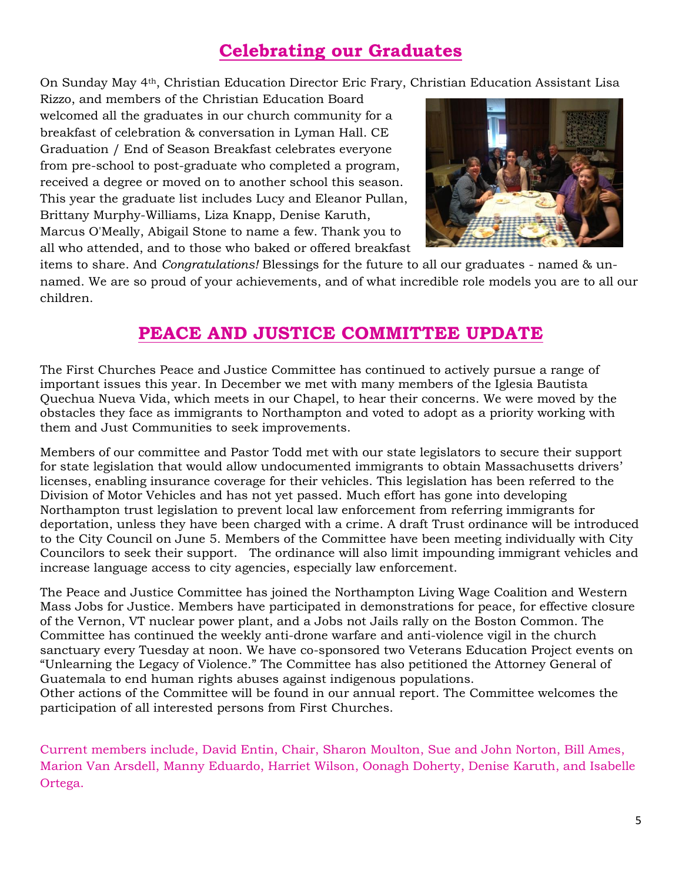## Celebrating our Graduates

On Sunday May 4th, Christian Education Director Eric Frary, Christian Education Assistant Lisa Rizzo, and members of the Christian Education Board welcomed all the graduates in our church community for a breakfast of celebration & conversation in Lyman Hall. CE Graduation / End of Season Breakfast celebrates everyone from pre-school to post-graduate who completed a program, received a degree or moved on to another school this season. This year the graduate list includes Lucy and Eleanor Pullan, Brittany Murphy-Williams, Liza Knapp, Denise Karuth, Marcus O'Meally, Abigail Stone to name a few. Thank you to all who attended, and to those who baked or offered breakfast items to share. And *Congratulations!* Blessings for the future to all our graduates - named & un-named. We are so proud of your achievements, and of what incredible role models you are to all our children.

## PEACE AND JUSTICE COMMITTEE UPDATE

The First Churches Peace and Justice Committee has continued to actively pursue a range of important issues this year. In December we met with many members of the Iglesia Bautista Quechua Nueva Vida, which meets in our Chapel, to hear their concerns. We were moved by the obstacles they face as immigrants to Northampton and voted to adopt as a priority working with them and Just Communities to seek improvements.

Members of our committee and Pastor Todd met with our state legislators to secure their support for state legislation that would allow undocumented immigrants to obtain Massachusetts drivers' licenses, enabling insurance coverage for their vehicles. This legislation has been referred to the Division of Motor Vehicles and has not yet passed. Much effort has gone into developing Northampton trust legislation to prevent local law enforcement from referring immigrants for deportation, unless they have been charged with a crime. A draft Trust ordinance will be introduced to the City Council on June 5. Members of the Committee have been meeting individually with City Councilors to seek their support. The ordinance will also limit impounding immigrant vehicles and increase language access to city agencies, especially law enforcement.

The Peace and Justice Committee has joined the Northampton Living Wage Coalition and Western Mass Jobs for Justice. Members have participated in demonstrations for peace, for effective closure of the Vernon, VT nuclear power plant, and a Jobs not Jails rally on the Boston Common. The Committee has continued the weekly anti-drone warfare and anti-violence vigil in the church sanctuary every Tuesday at noon. We have co-sponsored two Veterans Education Project events on "Unlearning the Legacy of Violence." The Committee has also petitioned the Attorney General of Guatemala to end human rights abuses against indigenous populations.
Other actions of the Committee will be found in our annual report. The Committee welcomes the participation of all interested persons from First Churches.

Current members include, David Entin, Chair, Sharon Moulton, Sue and John Norton, Bill Ames, Marion Van Arsdell, Manny Eduardo, Harriet Wilson, Oonagh Doherty, Denise Karuth, and Isabelle Ortega.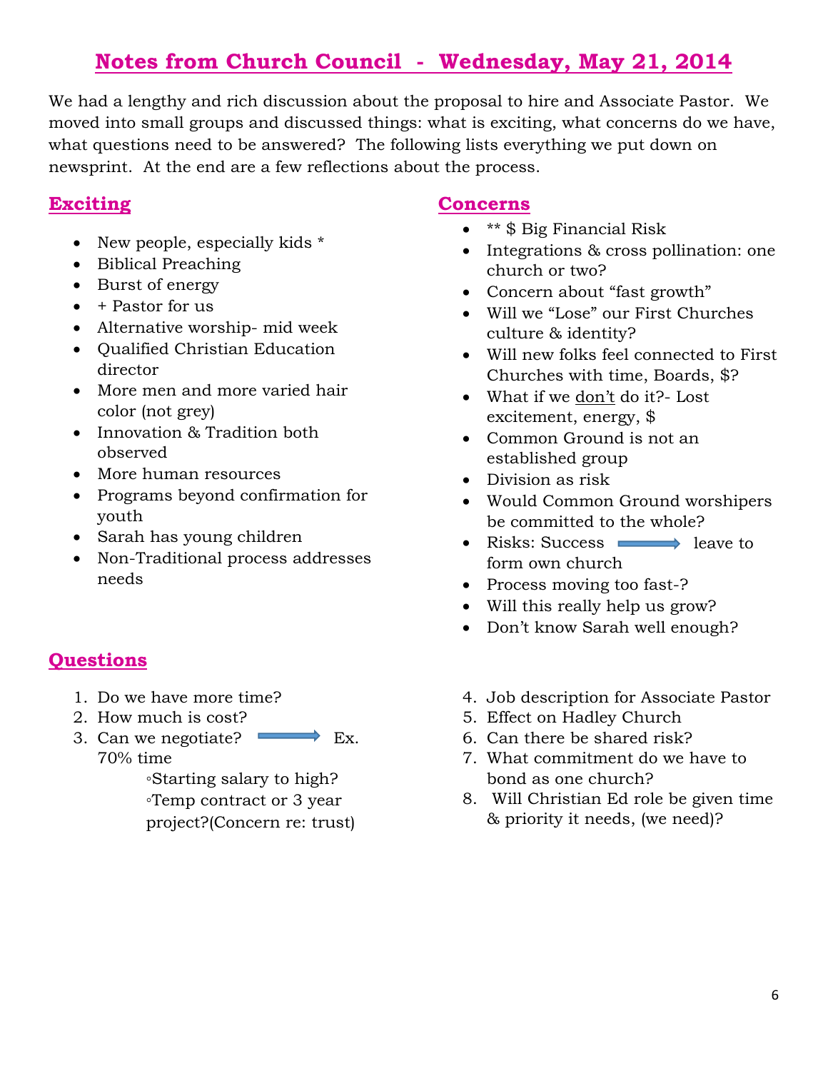# Notes from Church Council - Wednesday, May 21, 2014

We had a lengthy and rich discussion about the proposal to hire and Associate Pastor. We moved into small groups and discussed things: what is exciting, what concerns do we have, what questions need to be answered? The following lists everything we put down on newsprint. At the end are a few reflections about the process.

## Exciting

- New people, especially kids *
- Biblical Preaching
- Burst of energy
- + Pastor for us
- Alternative worship- mid week
- Qualified Christian Education director
- More men and more varied hair color (not grey)
- Innovation & Tradition both observed
- More human resources
- Programs beyond confirmation for youth
- Sarah has young children
- Non-Traditional process addresses needs

## Concerns

- ** $ Big Financial Risk
- Integrations & cross pollination: one church or two?
- Concern about "fast growth"
- Will we "Lose" our First Churches culture & identity?
- Will new folks feel connected to First Churches with time, Boards, $?
- What if we don't do it?- Lost excitement, energy, $
- Common Ground is not an established group
- Division as risk
- Would Common Ground worshipers be committed to the whole?
- Risks: Success → leave to form own church
- Process moving too fast-?
- Will this really help us grow?
- Don't know Sarah well enough?

## Questions

1. Do we have more time?
2. How much is cost?
3. Can we negotiate? → Ex. 70% time
   - Starting salary to high?
   - Temp contract or 3 year project?(Concern re: trust)
4. Job description for Associate Pastor
5. Effect on Hadley Church
6. Can there be shared risk?
7. What commitment do we have to bond as one church?
8. Will Christian Ed role be given time & priority it needs, (we need)?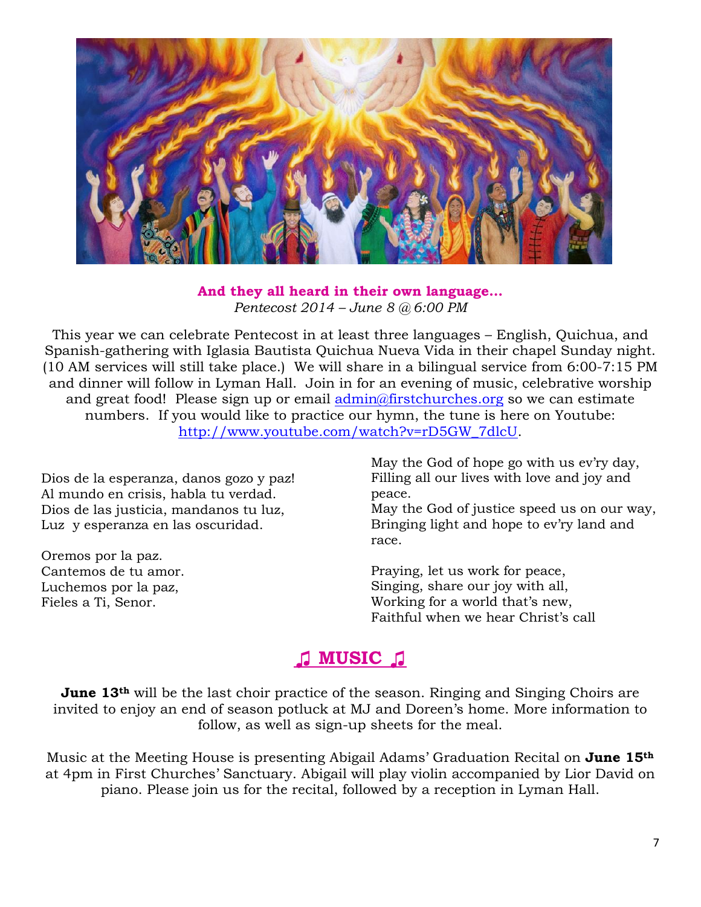**And they all heard in their own language…**
*Pentecost 2014 – June 8 @ 6:00 PM*

This year we can celebrate Pentecost in at least three languages – English, Quichua, and Spanish-gathering with Iglasia Bautista Quichua Nueva Vida in their chapel Sunday night. (10 AM services will still take place.) We will share in a bilingual service from 6:00-7:15 PM and dinner will follow in Lyman Hall. Join in for an evening of music, celebrative worship and great food! Please sign up or email admin@firstchurches.org so we can estimate numbers. If you would like to practice our hymn, the tune is here on Youtube: http://www.youtube.com/watch?v=rD5GW_7dlcU.

Dios de la esperanza, danos gozo y paz!
Al mundo en crisis, habla tu verdad.
Dios de las justicia, mandanos tu luz,
Luz y esperanza en las oscuridad.

Oremos por la paz.
Cantemos de tu amor.
Luchemos por la paz,
Fieles a Ti, Senor.

May the God of hope go with us ev'ry day,
Filling all our lives with love and joy and peace.
May the God of justice speed us on our way,
Bringing light and hope to ev'ry land and race.

Praying, let us work for peace,
Singing, share our joy with all,
Working for a world that's new,
Faithful when we hear Christ's call

## ♫ MUSIC ♫

**June 13th** will be the last choir practice of the season. Ringing and Singing Choirs are invited to enjoy an end of season potluck at MJ and Doreen's home. More information to follow, as well as sign-up sheets for the meal.

Music at the Meeting House is presenting Abigail Adams' Graduation Recital on **June 15th** at 4pm in First Churches' Sanctuary. Abigail will play violin accompanied by Lior David on piano. Please join us for the recital, followed by a reception in Lyman Hall.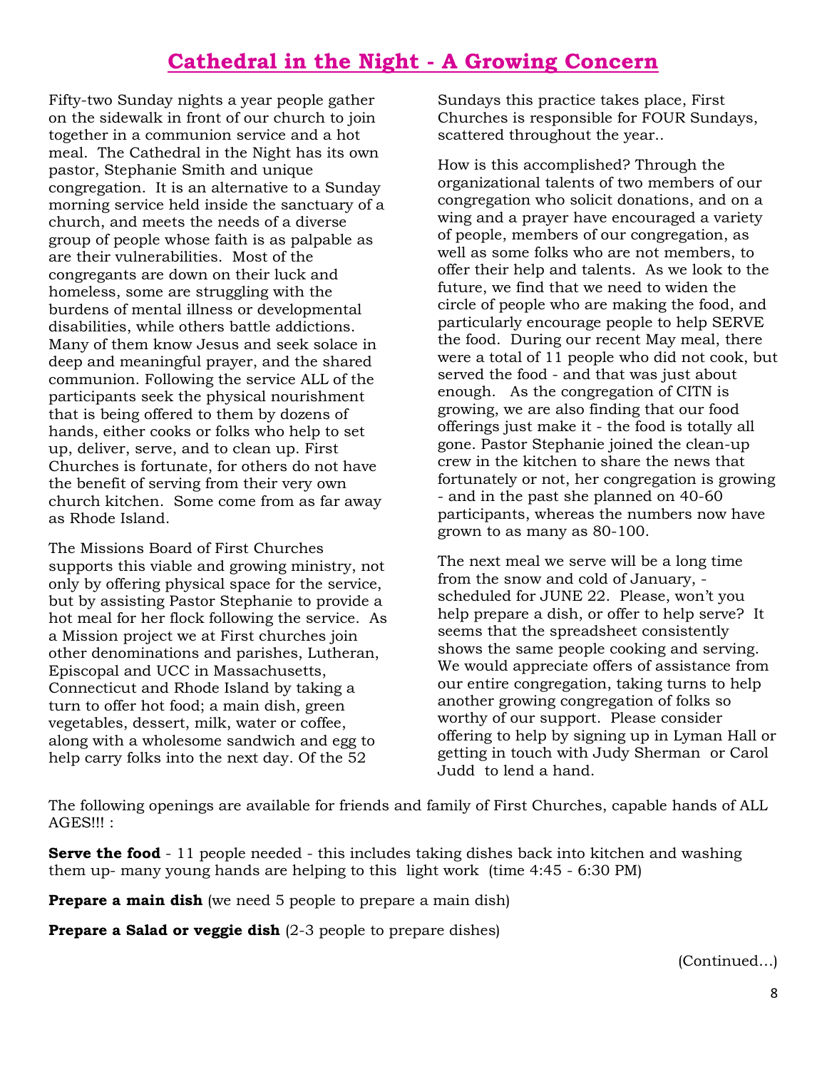# Cathedral in the Night - A Growing Concern

Fifty-two Sunday nights a year people gather on the sidewalk in front of our church to join together in a communion service and a hot meal. The Cathedral in the Night has its own pastor, Stephanie Smith and unique congregation. It is an alternative to a Sunday morning service held inside the sanctuary of a church, and meets the needs of a diverse group of people whose faith is as palpable as are their vulnerabilities. Most of the congregants are down on their luck and homeless, some are struggling with the burdens of mental illness or developmental disabilities, while others battle addictions. Many of them know Jesus and seek solace in deep and meaningful prayer, and the shared communion. Following the service ALL of the participants seek the physical nourishment that is being offered to them by dozens of hands, either cooks or folks who help to set up, deliver, serve, and to clean up. First Churches is fortunate, for others do not have the benefit of serving from their very own church kitchen. Some come from as far away as Rhode Island.

The Missions Board of First Churches supports this viable and growing ministry, not only by offering physical space for the service, but by assisting Pastor Stephanie to provide a hot meal for her flock following the service. As a Mission project we at First churches join other denominations and parishes, Lutheran, Episcopal and UCC in Massachusetts, Connecticut and Rhode Island by taking a turn to offer hot food; a main dish, green vegetables, dessert, milk, water or coffee, along with a wholesome sandwich and egg to help carry folks into the next day. Of the 52 Sundays this practice takes place, First Churches is responsible for FOUR Sundays, scattered throughout the year..

How is this accomplished? Through the organizational talents of two members of our congregation who solicit donations, and on a wing and a prayer have encouraged a variety of people, members of our congregation, as well as some folks who are not members, to offer their help and talents. As we look to the future, we find that we need to widen the circle of people who are making the food, and particularly encourage people to help SERVE the food. During our recent May meal, there were a total of 11 people who did not cook, but served the food - and that was just about enough. As the congregation of CITN is growing, we are also finding that our food offerings just make it - the food is totally all gone. Pastor Stephanie joined the clean-up crew in the kitchen to share the news that fortunately or not, her congregation is growing - and in the past she planned on 40-60 participants, whereas the numbers now have grown to as many as 80-100.

The next meal we serve will be a long time from the snow and cold of January, - scheduled for JUNE 22. Please, won't you help prepare a dish, or offer to help serve? It seems that the spreadsheet consistently shows the same people cooking and serving. We would appreciate offers of assistance from our entire congregation, taking turns to help another growing congregation of folks so worthy of our support. Please consider offering to help by signing up in Lyman Hall or getting in touch with Judy Sherman or Carol Judd to lend a hand.

The following openings are available for friends and family of First Churches, capable hands of ALL AGES!!! :

**Serve the food** - 11 people needed - this includes taking dishes back into kitchen and washing them up- many young hands are helping to this light work (time 4:45 - 6:30 PM)

**Prepare a main dish** (we need 5 people to prepare a main dish)

**Prepare a Salad or veggie dish** (2-3 people to prepare dishes)

(Continued…)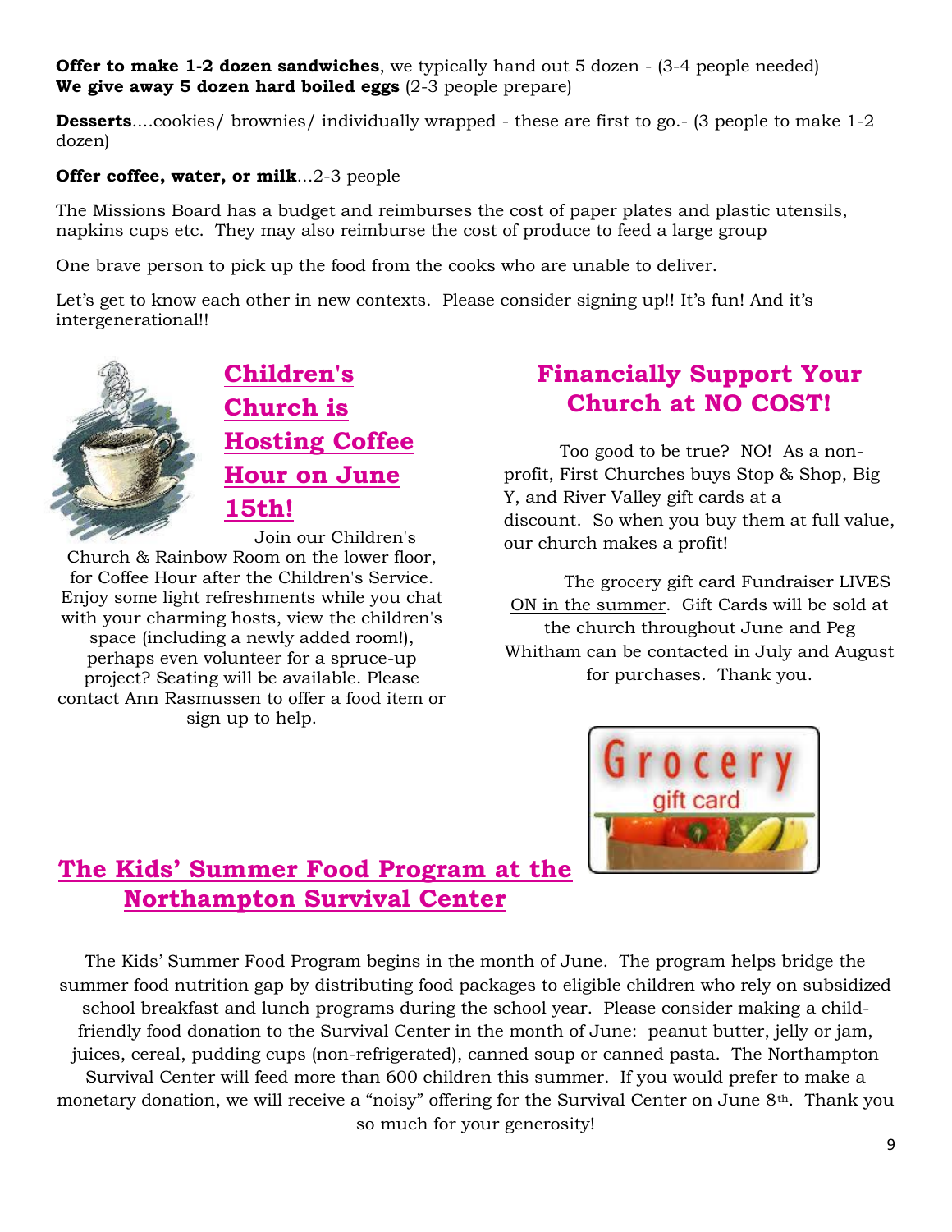**Offer to make 1-2 dozen sandwiches**, we typically hand out 5 dozen - (3-4 people needed)
**We give away 5 dozen hard boiled eggs** (2-3 people prepare)

**Desserts**....cookies/ brownies/ individually wrapped - these are first to go.- (3 people to make 1-2 dozen)

**Offer coffee, water, or milk**...2-3 people

The Missions Board has a budget and reimburses the cost of paper plates and plastic utensils, napkins cups etc. They may also reimburse the cost of produce to feed a large group

One brave person to pick up the food from the cooks who are unable to deliver.

Let's get to know each other in new contexts. Please consider signing up!! It's fun! And it's intergenerational!!

## Children's Church is Hosting Coffee Hour on June 15th!

Join our Children's Church & Rainbow Room on the lower floor, for Coffee Hour after the Children's Service. Enjoy some light refreshments while you chat with your charming hosts, view the children's space (including a newly added room!), perhaps even volunteer for a spruce-up project? Seating will be available. Please contact Ann Rasmussen to offer a food item or sign up to help.

## Financially Support Your Church at NO COST!

Too good to be true? NO! As a non-profit, First Churches buys Stop & Shop, Big Y, and River Valley gift cards at a discount. So when you buy them at full value, our church makes a profit!

The grocery gift card Fundraiser LIVES ON in the summer. Gift Cards will be sold at the church throughout June and Peg Whitham can be contacted in July and August for purchases. Thank you.

## The Kids' Summer Food Program at the Northampton Survival Center

The Kids' Summer Food Program begins in the month of June. The program helps bridge the summer food nutrition gap by distributing food packages to eligible children who rely on subsidized school breakfast and lunch programs during the school year. Please consider making a child-friendly food donation to the Survival Center in the month of June: peanut butter, jelly or jam, juices, cereal, pudding cups (non-refrigerated), canned soup or canned pasta. The Northampton Survival Center will feed more than 600 children this summer. If you would prefer to make a monetary donation, we will receive a "noisy" offering for the Survival Center on June 8th. Thank you so much for your generosity!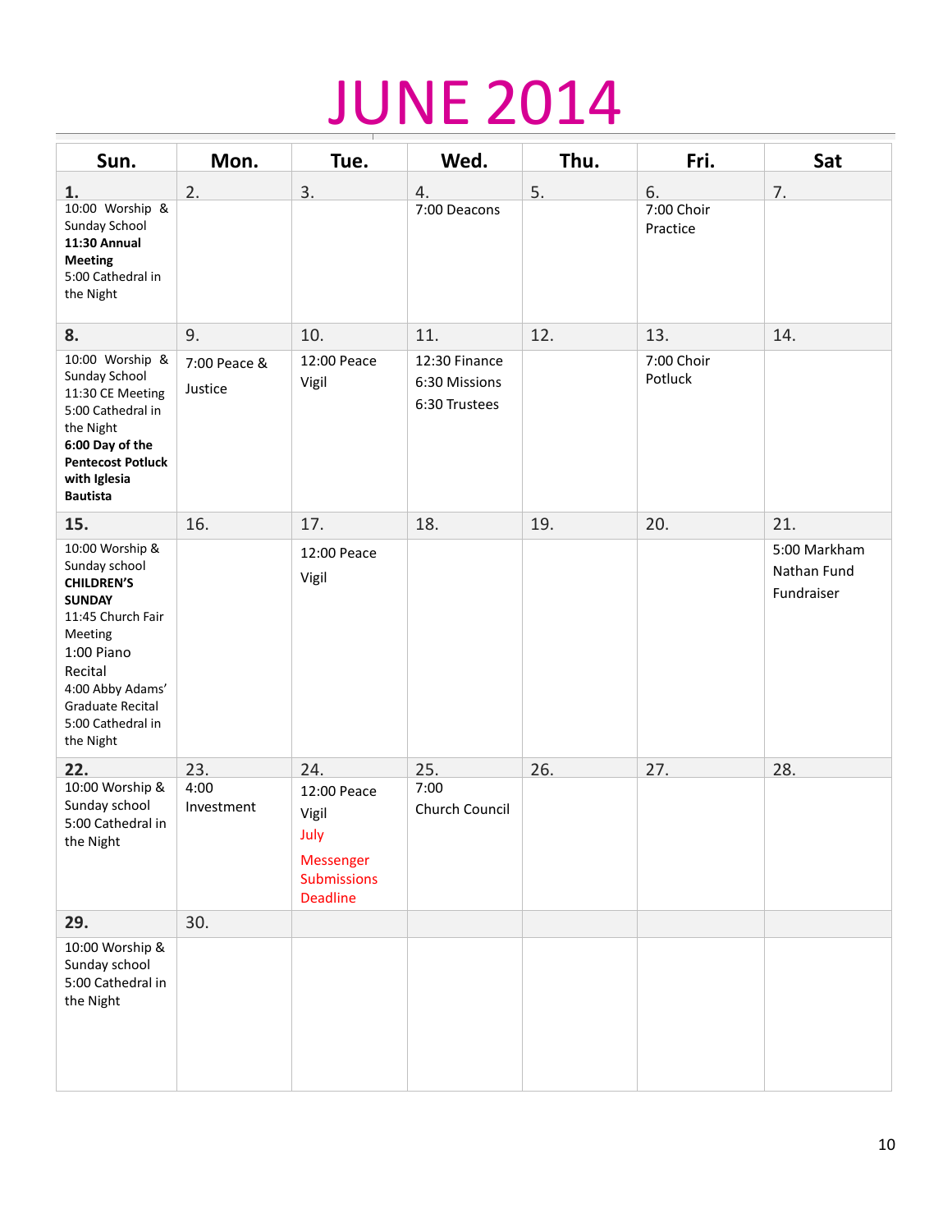# JUNE 2014

| Sun. | Mon. | Tue. | Wed. | Thu. | Fri. | Sat |
|---|---|---|---|---|---|---|
| **1.** 10:00 Worship & Sunday School **11:30 Annual Meeting** 5:00 Cathedral in the Night | 2. | 3. | 4. 7:00 Deacons | 5. | 6. 7:00 Choir Practice | 7. |
| **8.** 10:00 Worship & Sunday School 11:30 CE Meeting 5:00 Cathedral in the Night **6:00 Day of the Pentecost Potluck with Iglesia Bautista** | 9. 7:00 Peace & Justice | 10. 12:00 Peace Vigil | 11. 12:30 Finance 6:30 Missions 6:30 Trustees | 12. | 13. 7:00 Choir Potluck | 14. |
| **15.** 10:00 Worship & Sunday school **CHILDREN'S SUNDAY** 11:45 Church Fair Meeting 1:00 Piano Recital 4:00 Abby Adams' Graduate Recital 5:00 Cathedral in the Night | 16. | 17. 12:00 Peace Vigil | 18. | 19. | 20. | 21. 5:00 Markham Nathan Fund Fundraiser |
| **22.** 10:00 Worship & Sunday school 5:00 Cathedral in the Night | 23. 4:00 Investment | 24. 12:00 Peace Vigil July Messenger Submissions Deadline | 25. 7:00 Church Council | 26. | 27. | 28. |
| **29.** 10:00 Worship & Sunday school 5:00 Cathedral in the Night | 30. | | | | | |